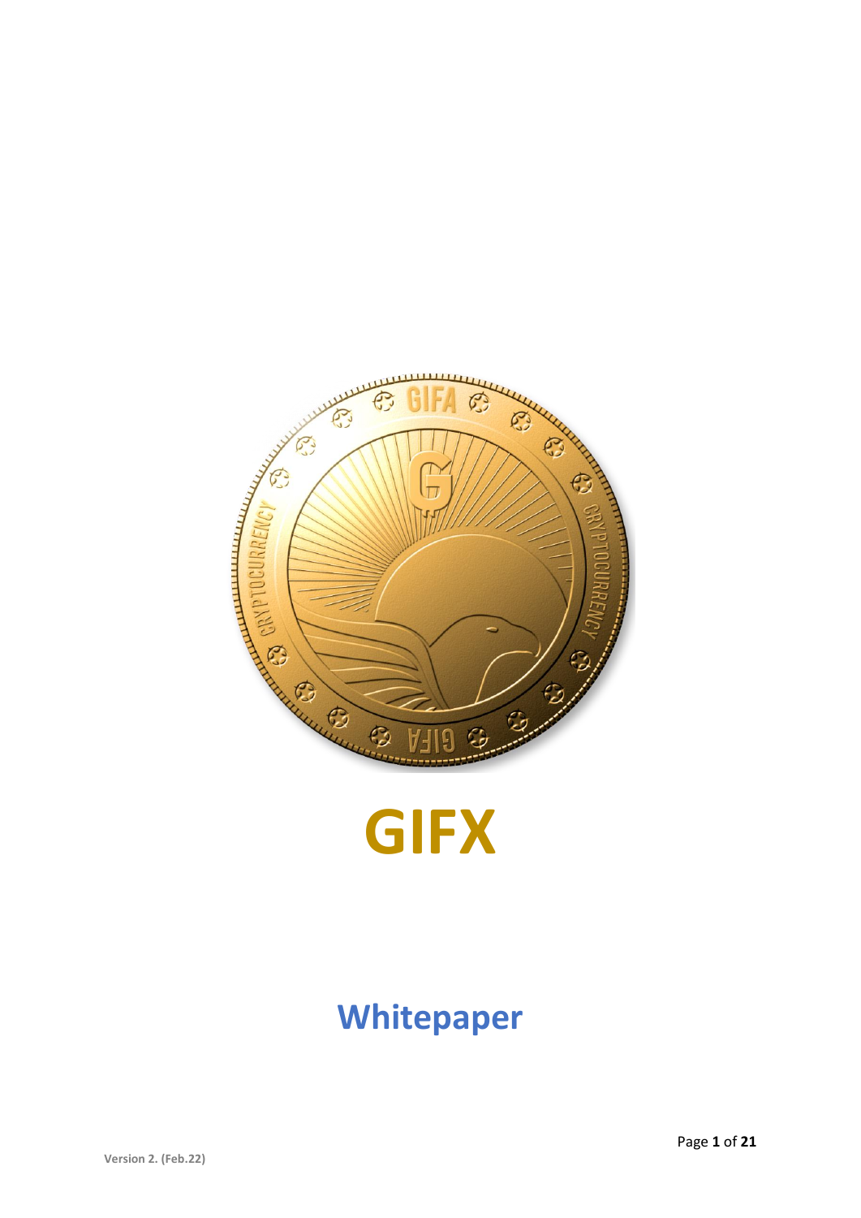# GIFX

## Whitepaper

Version 2. (Feb.22)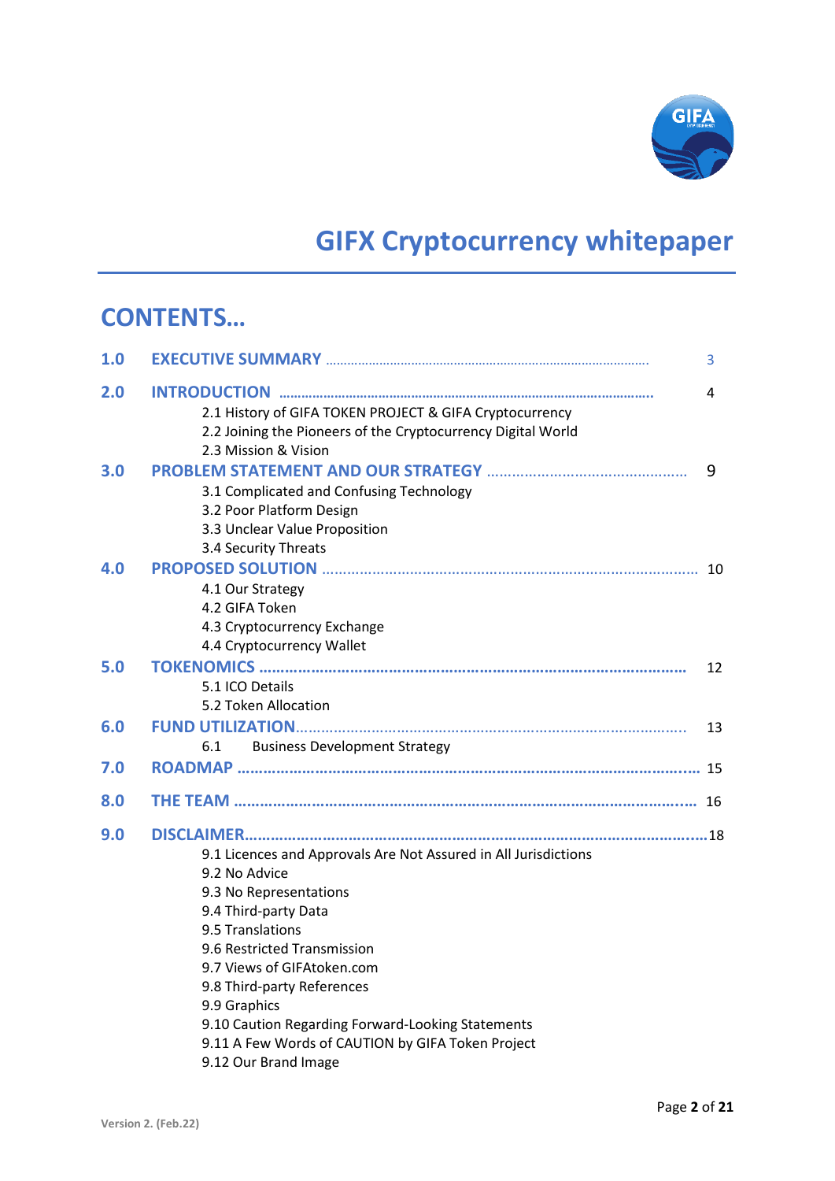# GIFX Cryptocurrency whitepaper

## CONTENTS…

**1.0 EXECUTIVE SUMMARY** ........ 3

**2.0 INTRODUCTION** ........ 4

- 2.1 History of GIFA TOKEN PROJECT & GIFA Cryptocurrency
- 2.2 Joining the Pioneers of the Cryptocurrency Digital World
- 2.3 Mission & Vision

**3.0 PROBLEM STATEMENT AND OUR STRATEGY** ........ 9

- 3.1 Complicated and Confusing Technology
- 3.2 Poor Platform Design
- 3.3 Unclear Value Proposition
- 3.4 Security Threats

**4.0 PROPOSED SOLUTION** ........ 10

- 4.1 Our Strategy
- 4.2 GIFA Token
- 4.3 Cryptocurrency Exchange
- 4.4 Cryptocurrency Wallet

**5.0 TOKENOMICS** ........ 12

- 5.1 ICO Details
- 5.2 Token Allocation

**6.0 FUND UTILIZATION** ........ 13

- 6.1 Business Development Strategy

**7.0 ROADMAP** ........ 15

**8.0 THE TEAM** ........ 16

**9.0 DISCLAIMER** ........ 18

- 9.1 Licences and Approvals Are Not Assured in All Jurisdictions
- 9.2 No Advice
- 9.3 No Representations
- 9.4 Third-party Data
- 9.5 Translations
- 9.6 Restricted Transmission
- 9.7 Views of GIFAtoken.com
- 9.8 Third-party References
- 9.9 Graphics
- 9.10 Caution Regarding Forward-Looking Statements
- 9.11 A Few Words of CAUTION by GIFA Token Project
- 9.12 Our Brand Image

Version 2. (Feb.22)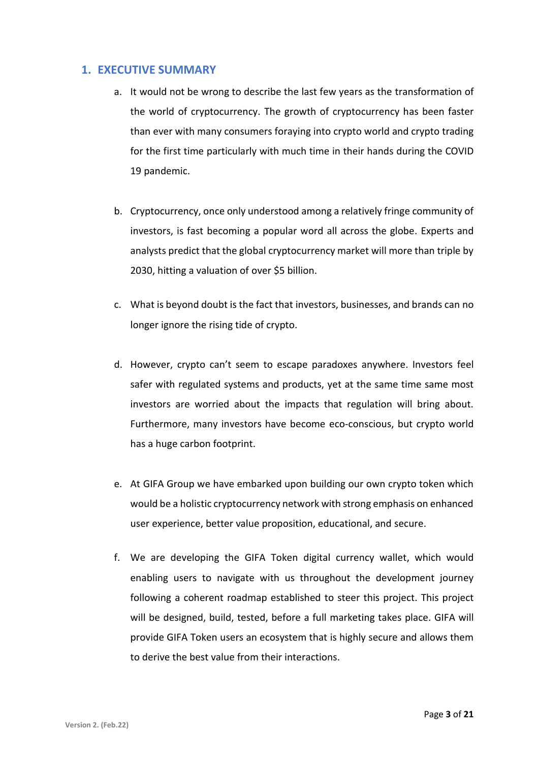## 1. EXECUTIVE SUMMARY

a. It would not be wrong to describe the last few years as the transformation of the world of cryptocurrency. The growth of cryptocurrency has been faster than ever with many consumers foraying into crypto world and crypto trading for the first time particularly with much time in their hands during the COVID 19 pandemic.

b. Cryptocurrency, once only understood among a relatively fringe community of investors, is fast becoming a popular word all across the globe. Experts and analysts predict that the global cryptocurrency market will more than triple by 2030, hitting a valuation of over $5 billion.

c. What is beyond doubt is the fact that investors, businesses, and brands can no longer ignore the rising tide of crypto.

d. However, crypto can't seem to escape paradoxes anywhere. Investors feel safer with regulated systems and products, yet at the same time same most investors are worried about the impacts that regulation will bring about. Furthermore, many investors have become eco-conscious, but crypto world has a huge carbon footprint.

e. At GIFA Group we have embarked upon building our own crypto token which would be a holistic cryptocurrency network with strong emphasis on enhanced user experience, better value proposition, educational, and secure.

f. We are developing the GIFA Token digital currency wallet, which would enabling users to navigate with us throughout the development journey following a coherent roadmap established to steer this project. This project will be designed, build, tested, before a full marketing takes place. GIFA will provide GIFA Token users an ecosystem that is highly secure and allows them to derive the best value from their interactions.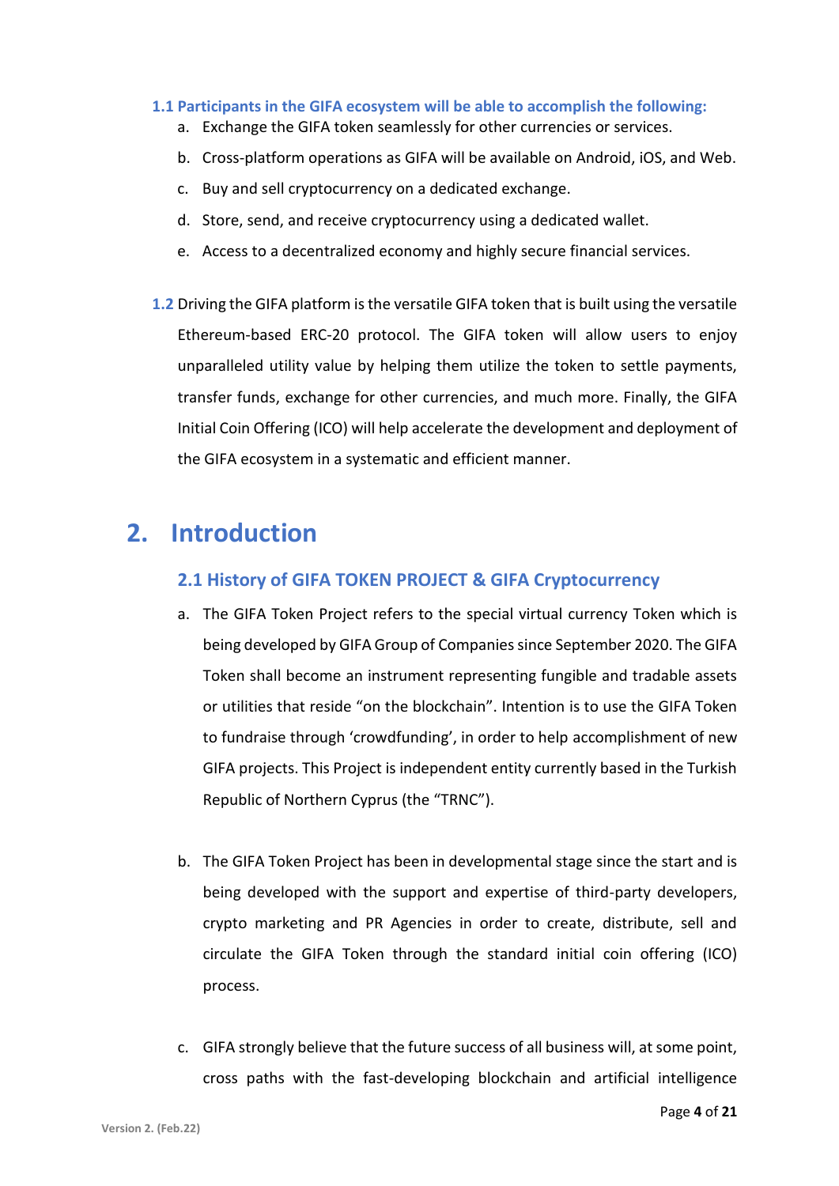### 1.1 Participants in the GIFA ecosystem will be able to accomplish the following:

a. Exchange the GIFA token seamlessly for other currencies or services.

b. Cross-platform operations as GIFA will be available on Android, iOS, and Web.

c. Buy and sell cryptocurrency on a dedicated exchange.

d. Store, send, and receive cryptocurrency using a dedicated wallet.

e. Access to a decentralized economy and highly secure financial services.

**1.2** Driving the GIFA platform is the versatile GIFA token that is built using the versatile Ethereum-based ERC-20 protocol. The GIFA token will allow users to enjoy unparalleled utility value by helping them utilize the token to settle payments, transfer funds, exchange for other currencies, and much more. Finally, the GIFA Initial Coin Offering (ICO) will help accelerate the development and deployment of the GIFA ecosystem in a systematic and efficient manner.

# 2. Introduction

## 2.1 History of GIFA TOKEN PROJECT & GIFA Cryptocurrency

a. The GIFA Token Project refers to the special virtual currency Token which is being developed by GIFA Group of Companies since September 2020. The GIFA Token shall become an instrument representing fungible and tradable assets or utilities that reside "on the blockchain". Intention is to use the GIFA Token to fundraise through 'crowdfunding', in order to help accomplishment of new GIFA projects. This Project is independent entity currently based in the Turkish Republic of Northern Cyprus (the "TRNC").

b. The GIFA Token Project has been in developmental stage since the start and is being developed with the support and expertise of third-party developers, crypto marketing and PR Agencies in order to create, distribute, sell and circulate the GIFA Token through the standard initial coin offering (ICO) process.

c. GIFA strongly believe that the future success of all business will, at some point, cross paths with the fast-developing blockchain and artificial intelligence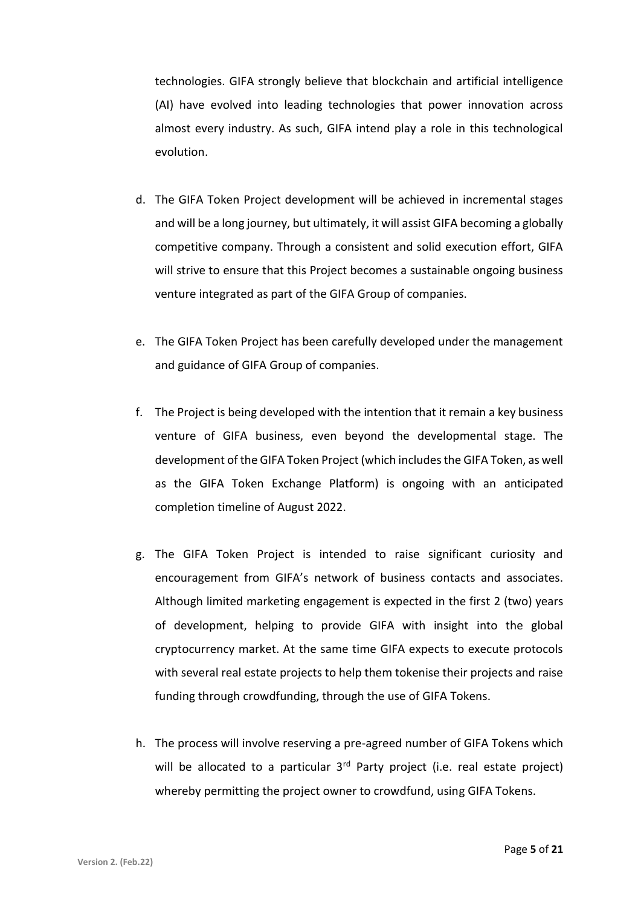technologies. GIFA strongly believe that blockchain and artificial intelligence (AI) have evolved into leading technologies that power innovation across almost every industry. As such, GIFA intend play a role in this technological evolution.

d. The GIFA Token Project development will be achieved in incremental stages and will be a long journey, but ultimately, it will assist GIFA becoming a globally competitive company. Through a consistent and solid execution effort, GIFA will strive to ensure that this Project becomes a sustainable ongoing business venture integrated as part of the GIFA Group of companies.

e. The GIFA Token Project has been carefully developed under the management and guidance of GIFA Group of companies.

f. The Project is being developed with the intention that it remain a key business venture of GIFA business, even beyond the developmental stage. The development of the GIFA Token Project (which includes the GIFA Token, as well as the GIFA Token Exchange Platform) is ongoing with an anticipated completion timeline of August 2022.

g. The GIFA Token Project is intended to raise significant curiosity and encouragement from GIFA's network of business contacts and associates. Although limited marketing engagement is expected in the first 2 (two) years of development, helping to provide GIFA with insight into the global cryptocurrency market. At the same time GIFA expects to execute protocols with several real estate projects to help them tokenise their projects and raise funding through crowdfunding, through the use of GIFA Tokens.

h. The process will involve reserving a pre-agreed number of GIFA Tokens which will be allocated to a particular 3rd Party project (i.e. real estate project) whereby permitting the project owner to crowdfund, using GIFA Tokens.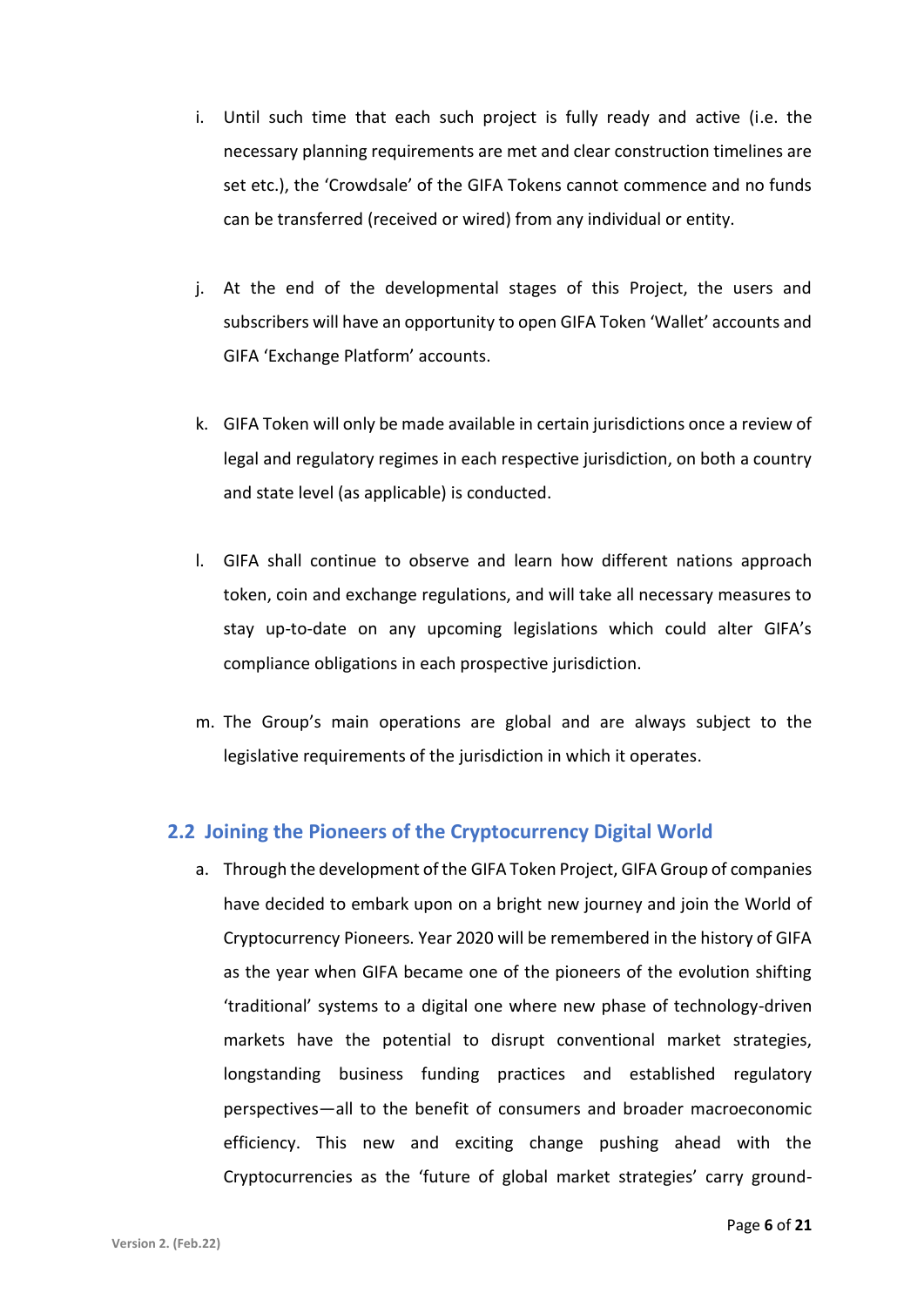i. Until such time that each such project is fully ready and active (i.e. the necessary planning requirements are met and clear construction timelines are set etc.), the 'Crowdsale' of the GIFA Tokens cannot commence and no funds can be transferred (received or wired) from any individual or entity.

j. At the end of the developmental stages of this Project, the users and subscribers will have an opportunity to open GIFA Token 'Wallet' accounts and GIFA 'Exchange Platform' accounts.

k. GIFA Token will only be made available in certain jurisdictions once a review of legal and regulatory regimes in each respective jurisdiction, on both a country and state level (as applicable) is conducted.

l. GIFA shall continue to observe and learn how different nations approach token, coin and exchange regulations, and will take all necessary measures to stay up-to-date on any upcoming legislations which could alter GIFA's compliance obligations in each prospective jurisdiction.

m. The Group's main operations are global and are always subject to the legislative requirements of the jurisdiction in which it operates.

## 2.2 Joining the Pioneers of the Cryptocurrency Digital World

a. Through the development of the GIFA Token Project, GIFA Group of companies have decided to embark upon on a bright new journey and join the World of Cryptocurrency Pioneers. Year 2020 will be remembered in the history of GIFA as the year when GIFA became one of the pioneers of the evolution shifting 'traditional' systems to a digital one where new phase of technology-driven markets have the potential to disrupt conventional market strategies, longstanding business funding practices and established regulatory perspectives—all to the benefit of consumers and broader macroeconomic efficiency. This new and exciting change pushing ahead with the Cryptocurrencies as the 'future of global market strategies' carry ground-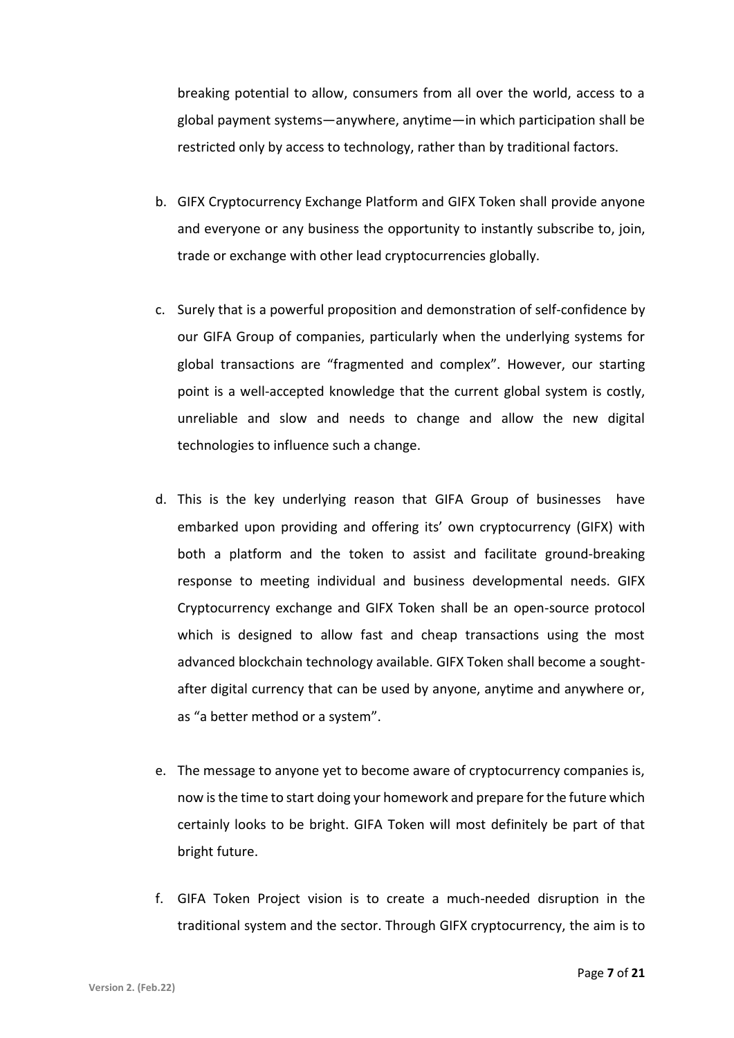breaking potential to allow, consumers from all over the world, access to a global payment systems—anywhere, anytime—in which participation shall be restricted only by access to technology, rather than by traditional factors.

b. GIFX Cryptocurrency Exchange Platform and GIFX Token shall provide anyone and everyone or any business the opportunity to instantly subscribe to, join, trade or exchange with other lead cryptocurrencies globally.

c. Surely that is a powerful proposition and demonstration of self-confidence by our GIFA Group of companies, particularly when the underlying systems for global transactions are "fragmented and complex". However, our starting point is a well-accepted knowledge that the current global system is costly, unreliable and slow and needs to change and allow the new digital technologies to influence such a change.

d. This is the key underlying reason that GIFA Group of businesses have embarked upon providing and offering its' own cryptocurrency (GIFX) with both a platform and the token to assist and facilitate ground-breaking response to meeting individual and business developmental needs. GIFX Cryptocurrency exchange and GIFX Token shall be an open-source protocol which is designed to allow fast and cheap transactions using the most advanced blockchain technology available. GIFX Token shall become a sought-after digital currency that can be used by anyone, anytime and anywhere or, as "a better method or a system".

e. The message to anyone yet to become aware of cryptocurrency companies is, now is the time to start doing your homework and prepare for the future which certainly looks to be bright. GIFA Token will most definitely be part of that bright future.

f. GIFA Token Project vision is to create a much-needed disruption in the traditional system and the sector. Through GIFX cryptocurrency, the aim is to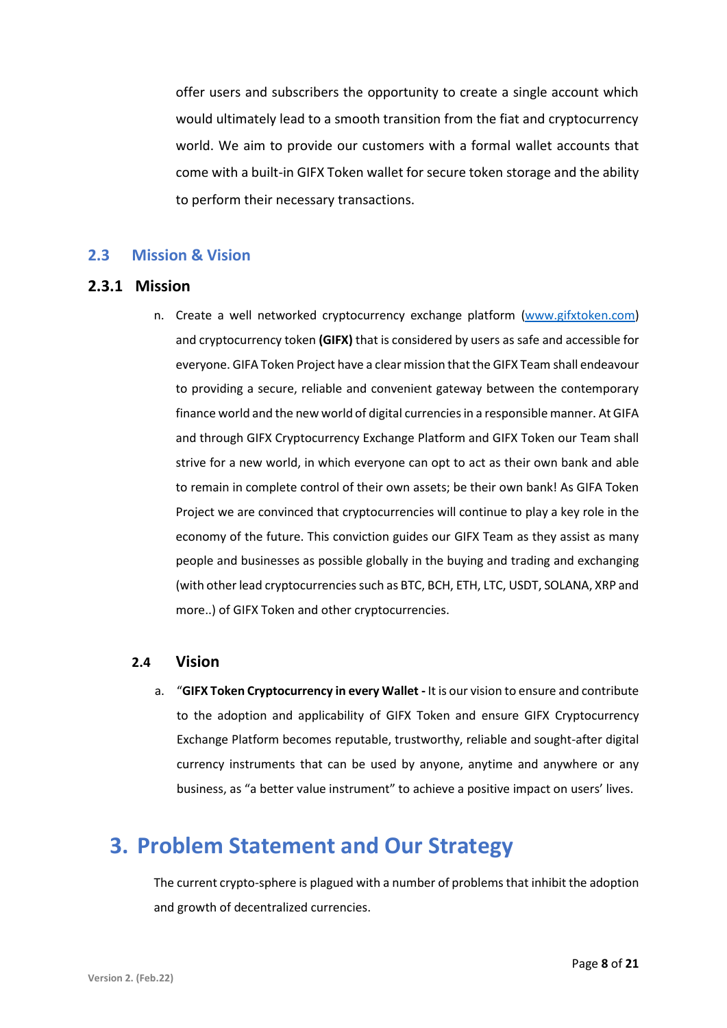offer users and subscribers the opportunity to create a single account which would ultimately lead to a smooth transition from the fiat and cryptocurrency world. We aim to provide our customers with a formal wallet accounts that come with a built-in GIFX Token wallet for secure token storage and the ability to perform their necessary transactions.

## 2.3 Mission & Vision

### 2.3.1 Mission

n. Create a well networked cryptocurrency exchange platform ([www.gifxtoken.com](www.gifxtoken.com)) and cryptocurrency token **(GIFX)** that is considered by users as safe and accessible for everyone. GIFA Token Project have a clear mission that the GIFX Team shall endeavour to providing a secure, reliable and convenient gateway between the contemporary finance world and the new world of digital currencies in a responsible manner. At GIFA and through GIFX Cryptocurrency Exchange Platform and GIFX Token our Team shall strive for a new world, in which everyone can opt to act as their own bank and able to remain in complete control of their own assets; be their own bank! As GIFA Token Project we are convinced that cryptocurrencies will continue to play a key role in the economy of the future. This conviction guides our GIFX Team as they assist as many people and businesses as possible globally in the buying and trading and exchanging (with other lead cryptocurrencies such as BTC, BCH, ETH, LTC, USDT, SOLANA, XRP and more..) of GIFX Token and other cryptocurrencies.

## 2.4 Vision

a. "**GIFX Token Cryptocurrency in every Wallet -** It is our vision to ensure and contribute to the adoption and applicability of GIFX Token and ensure GIFX Cryptocurrency Exchange Platform becomes reputable, trustworthy, reliable and sought-after digital currency instruments that can be used by anyone, anytime and anywhere or any business, as "a better value instrument" to achieve a positive impact on users' lives.

# 3. Problem Statement and Our Strategy

The current crypto-sphere is plagued with a number of problems that inhibit the adoption and growth of decentralized currencies.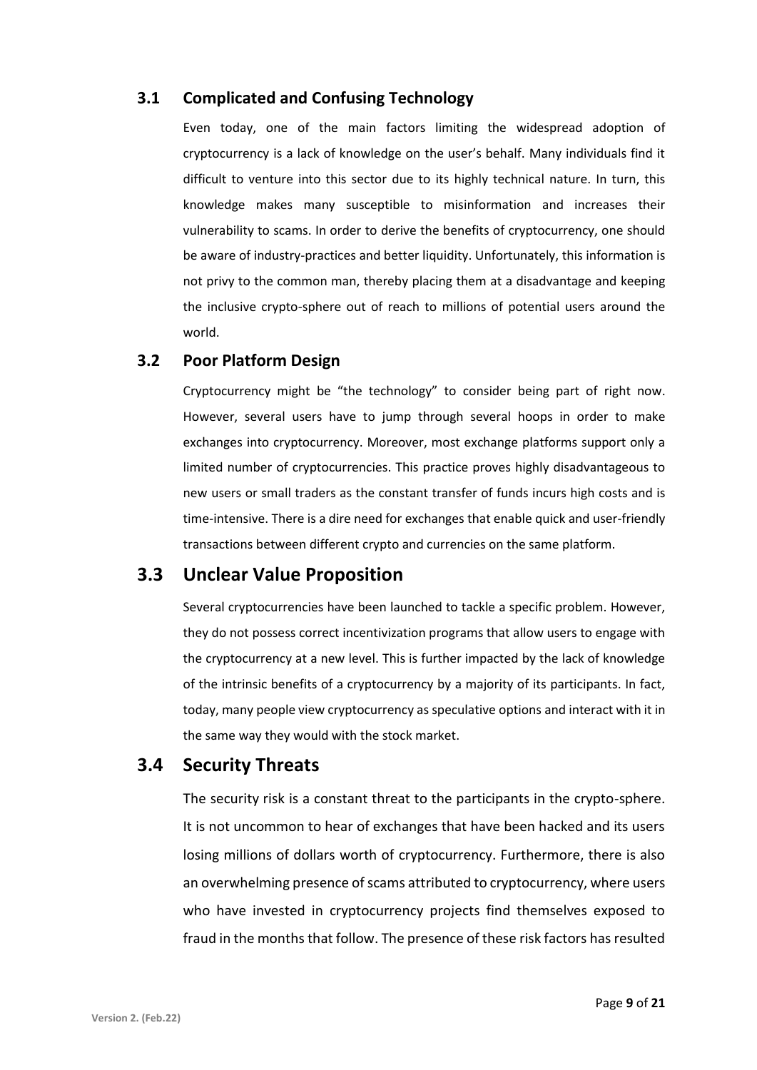## 3.1 Complicated and Confusing Technology

Even today, one of the main factors limiting the widespread adoption of cryptocurrency is a lack of knowledge on the user's behalf. Many individuals find it difficult to venture into this sector due to its highly technical nature. In turn, this knowledge makes many susceptible to misinformation and increases their vulnerability to scams. In order to derive the benefits of cryptocurrency, one should be aware of industry-practices and better liquidity. Unfortunately, this information is not privy to the common man, thereby placing them at a disadvantage and keeping the inclusive crypto-sphere out of reach to millions of potential users around the world.

## 3.2 Poor Platform Design

Cryptocurrency might be "the technology" to consider being part of right now. However, several users have to jump through several hoops in order to make exchanges into cryptocurrency. Moreover, most exchange platforms support only a limited number of cryptocurrencies. This practice proves highly disadvantageous to new users or small traders as the constant transfer of funds incurs high costs and is time-intensive. There is a dire need for exchanges that enable quick and user-friendly transactions between different crypto and currencies on the same platform.

## 3.3 Unclear Value Proposition

Several cryptocurrencies have been launched to tackle a specific problem. However, they do not possess correct incentivization programs that allow users to engage with the cryptocurrency at a new level. This is further impacted by the lack of knowledge of the intrinsic benefits of a cryptocurrency by a majority of its participants. In fact, today, many people view cryptocurrency as speculative options and interact with it in the same way they would with the stock market.

## 3.4 Security Threats

The security risk is a constant threat to the participants in the crypto-sphere. It is not uncommon to hear of exchanges that have been hacked and its users losing millions of dollars worth of cryptocurrency. Furthermore, there is also an overwhelming presence of scams attributed to cryptocurrency, where users who have invested in cryptocurrency projects find themselves exposed to fraud in the months that follow. The presence of these risk factors has resulted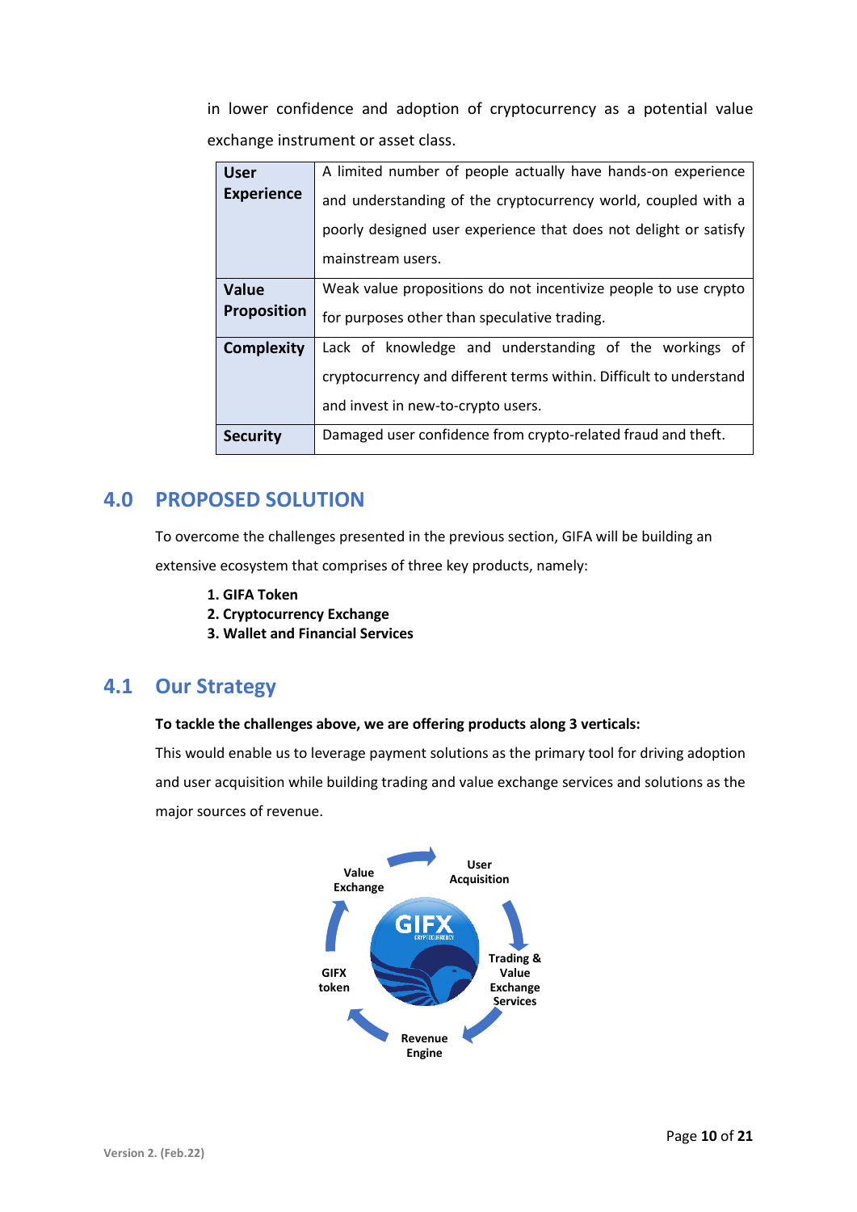in lower confidence and adoption of cryptocurrency as a potential value exchange instrument or asset class.

| | |
|---|---|
| **User Experience** | A limited number of people actually have hands-on experience and understanding of the cryptocurrency world, coupled with a poorly designed user experience that does not delight or satisfy mainstream users. |
| **Value Proposition** | Weak value propositions do not incentivize people to use crypto for purposes other than speculative trading. |
| **Complexity** | Lack of knowledge and understanding of the workings of cryptocurrency and different terms within. Difficult to understand and invest in new-to-crypto users. |
| **Security** | Damaged user confidence from crypto-related fraud and theft. |

## 4.0 PROPOSED SOLUTION

To overcome the challenges presented in the previous section, GIFA will be building an extensive ecosystem that comprises of three key products, namely:

1. **GIFA Token**
2. **Cryptocurrency Exchange**
3. **Wallet and Financial Services**

## 4.1 Our Strategy

**To tackle the challenges above, we are offering products along 3 verticals:**

This would enable us to leverage payment solutions as the primary tool for driving adoption and user acquisition while building trading and value exchange services and solutions as the major sources of revenue.

User Acquisition → Trading & Value Exchange Services → Revenue Engine → GIFX token → Value Exchange → User Acquisition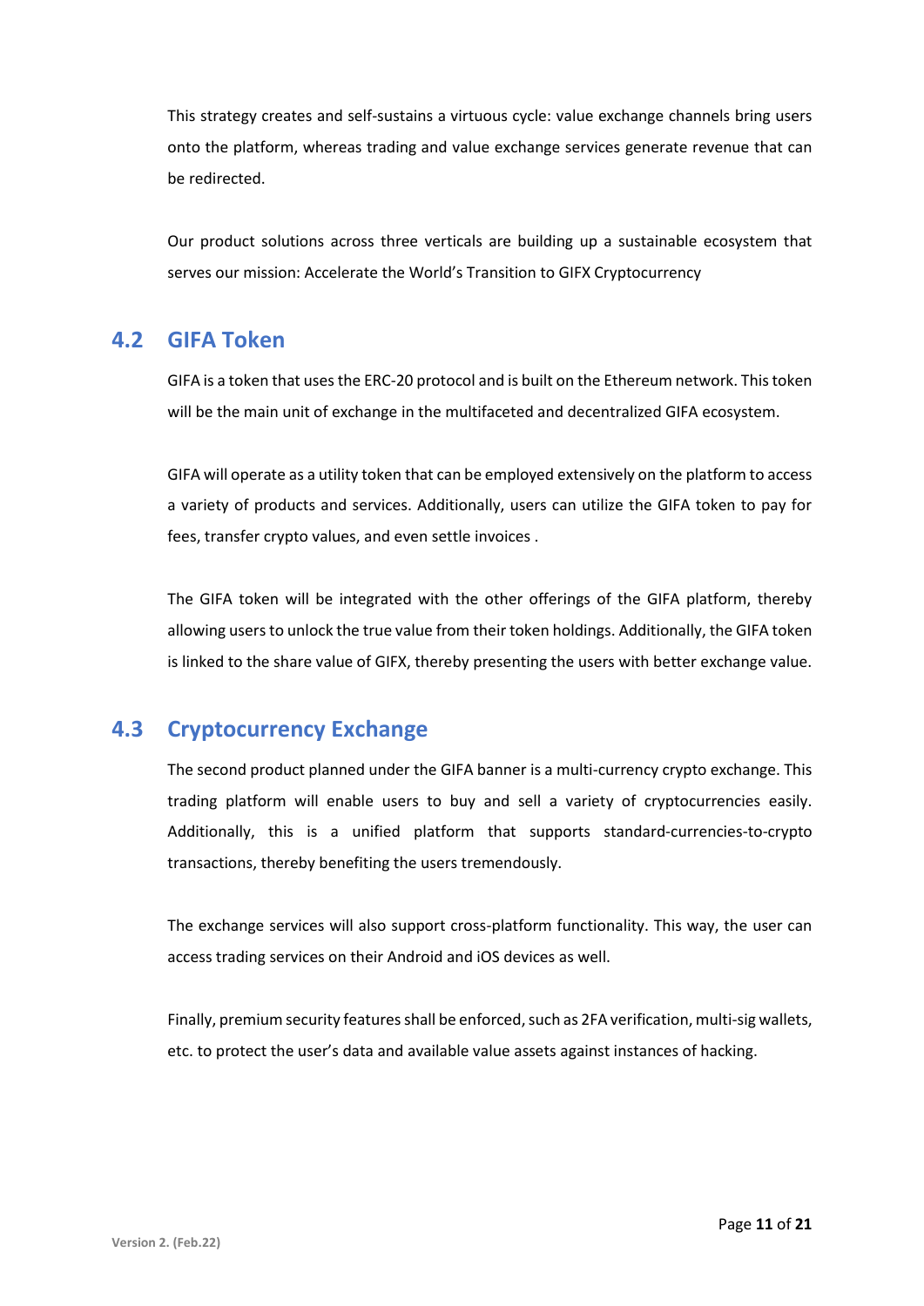This strategy creates and self-sustains a virtuous cycle: value exchange channels bring users onto the platform, whereas trading and value exchange services generate revenue that can be redirected.

Our product solutions across three verticals are building up a sustainable ecosystem that serves our mission: Accelerate the World's Transition to GIFX Cryptocurrency

## 4.2 GIFA Token

GIFA is a token that uses the ERC-20 protocol and is built on the Ethereum network. This token will be the main unit of exchange in the multifaceted and decentralized GIFA ecosystem.

GIFA will operate as a utility token that can be employed extensively on the platform to access a variety of products and services. Additionally, users can utilize the GIFA token to pay for fees, transfer crypto values, and even settle invoices .

The GIFA token will be integrated with the other offerings of the GIFA platform, thereby allowing users to unlock the true value from their token holdings. Additionally, the GIFA token is linked to the share value of GIFX, thereby presenting the users with better exchange value.

## 4.3 Cryptocurrency Exchange

The second product planned under the GIFA banner is a multi-currency crypto exchange. This trading platform will enable users to buy and sell a variety of cryptocurrencies easily. Additionally, this is a unified platform that supports standard-currencies-to-crypto transactions, thereby benefiting the users tremendously.

The exchange services will also support cross-platform functionality. This way, the user can access trading services on their Android and iOS devices as well.

Finally, premium security features shall be enforced, such as 2FA verification, multi-sig wallets, etc. to protect the user's data and available value assets against instances of hacking.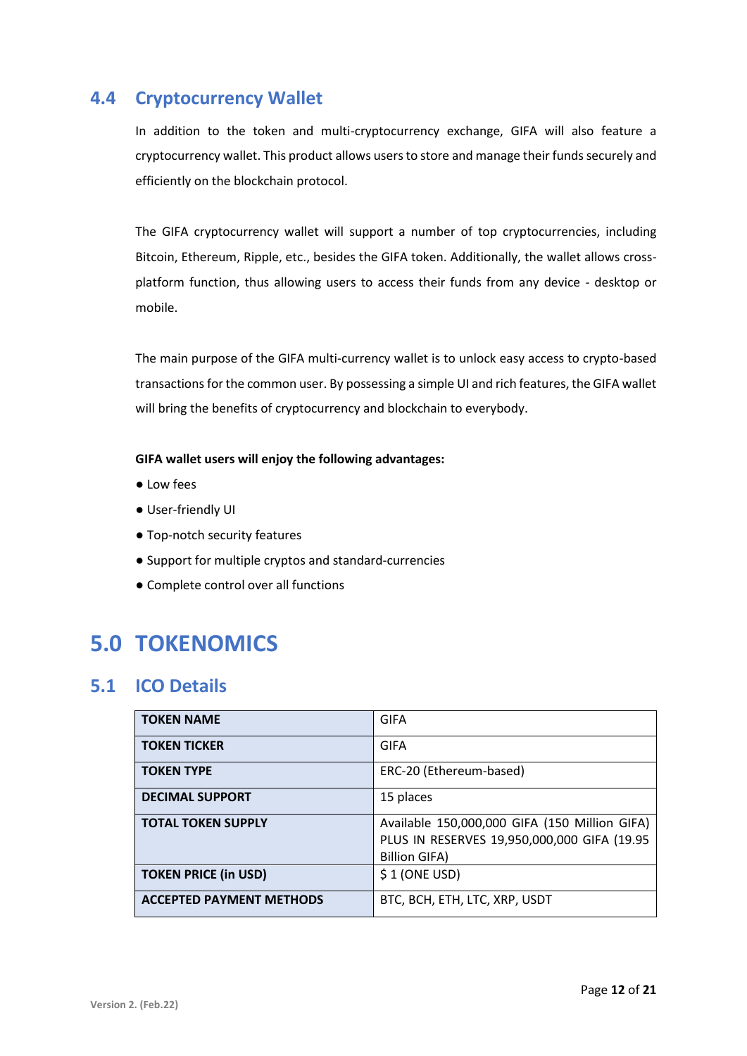## 4.4 Cryptocurrency Wallet

In addition to the token and multi-cryptocurrency exchange, GIFA will also feature a cryptocurrency wallet. This product allows users to store and manage their funds securely and efficiently on the blockchain protocol.

The GIFA cryptocurrency wallet will support a number of top cryptocurrencies, including Bitcoin, Ethereum, Ripple, etc., besides the GIFA token. Additionally, the wallet allows cross-platform function, thus allowing users to access their funds from any device - desktop or mobile.

The main purpose of the GIFA multi-currency wallet is to unlock easy access to crypto-based transactions for the common user. By possessing a simple UI and rich features, the GIFA wallet will bring the benefits of cryptocurrency and blockchain to everybody.

**GIFA wallet users will enjoy the following advantages:**

- Low fees
- User-friendly UI
- Top-notch security features
- Support for multiple cryptos and standard-currencies
- Complete control over all functions

# 5.0 TOKENOMICS

## 5.1 ICO Details

| | |
|---|---|
| **TOKEN NAME** | GIFA |
| **TOKEN TICKER** | GIFA |
| **TOKEN TYPE** | ERC-20 (Ethereum-based) |
| **DECIMAL SUPPORT** | 15 places |
| **TOTAL TOKEN SUPPLY** | Available 150,000,000 GIFA (150 Million GIFA) PLUS IN RESERVES 19,950,000,000 GIFA (19.95 Billion GIFA) |
| **TOKEN PRICE (in USD)** | $ 1 (ONE USD) |
| **ACCEPTED PAYMENT METHODS** | BTC, BCH, ETH, LTC, XRP, USDT |

Version 2. (Feb.22)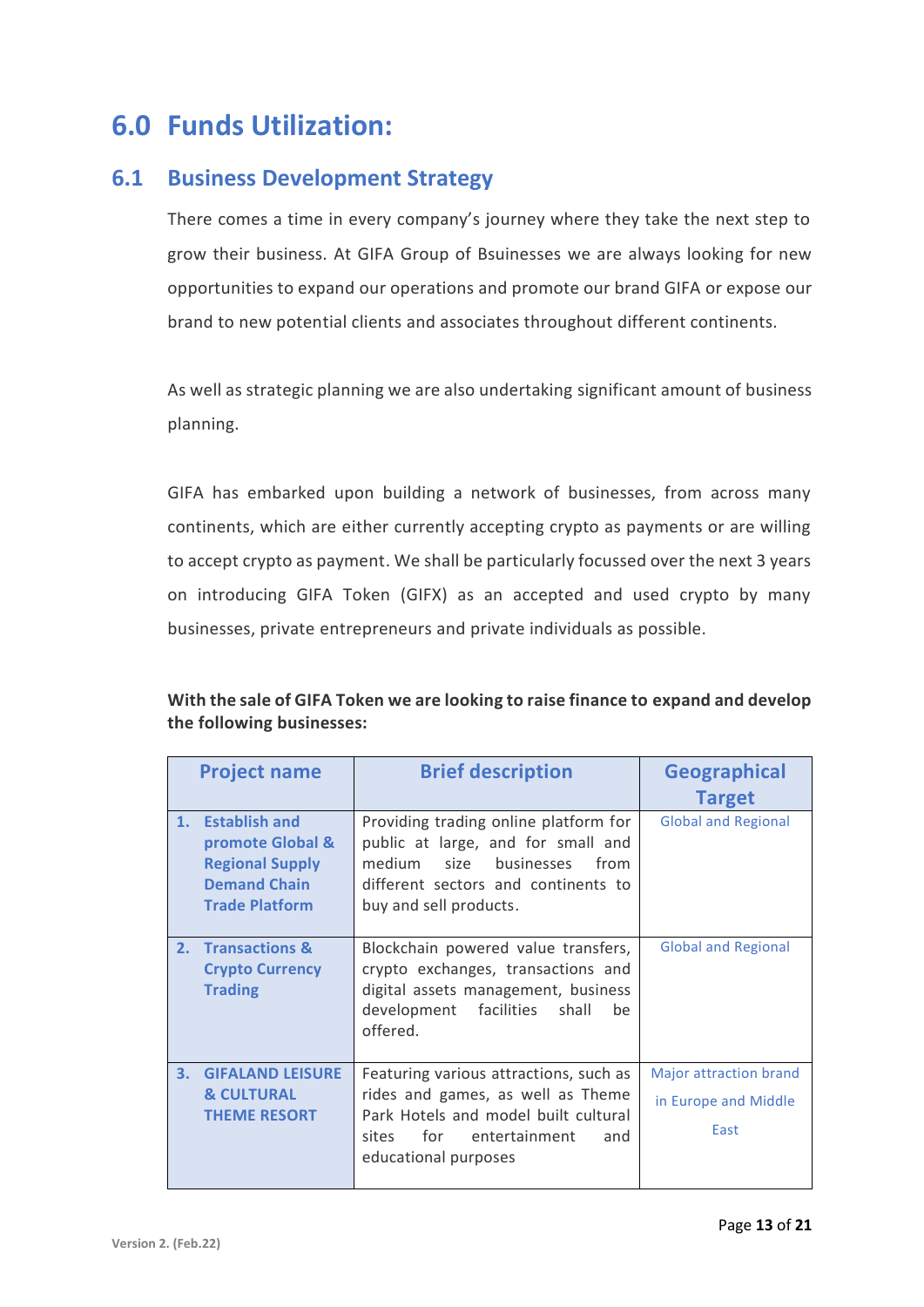# 6.0 Funds Utilization:

## 6.1 Business Development Strategy

There comes a time in every company's journey where they take the next step to grow their business. At GIFA Group of Bsuinesses we are always looking for new opportunities to expand our operations and promote our brand GIFA or expose our brand to new potential clients and associates throughout different continents.

As well as strategic planning we are also undertaking significant amount of business planning.

GIFA has embarked upon building a network of businesses, from across many continents, which are either currently accepting crypto as payments or are willing to accept crypto as payment. We shall be particularly focussed over the next 3 years on introducing GIFA Token (GIFX) as an accepted and used crypto by many businesses, private entrepreneurs and private individuals as possible.

**With the sale of GIFA Token we are looking to raise finance to expand and develop the following businesses:**

| Project name | Brief description | Geographical Target |
|---|---|---|
| 1. **Establish and promote Global & Regional Supply Demand Chain Trade Platform** | Providing trading online platform for public at large, and for small and medium size businesses from different sectors and continents to buy and sell products. | Global and Regional |
| 2. **Transactions & Crypto Currency Trading** | Blockchain powered value transfers, crypto exchanges, transactions and digital assets management, business development facilities shall be offered. | Global and Regional |
| 3. **GIFALAND LEISURE & CULTURAL THEME RESORT** | Featuring various attractions, such as rides and games, as well as Theme Park Hotels and model built cultural sites for entertainment and educational purposes | Major attraction brand in Europe and Middle East |

Version 2. (Feb.22)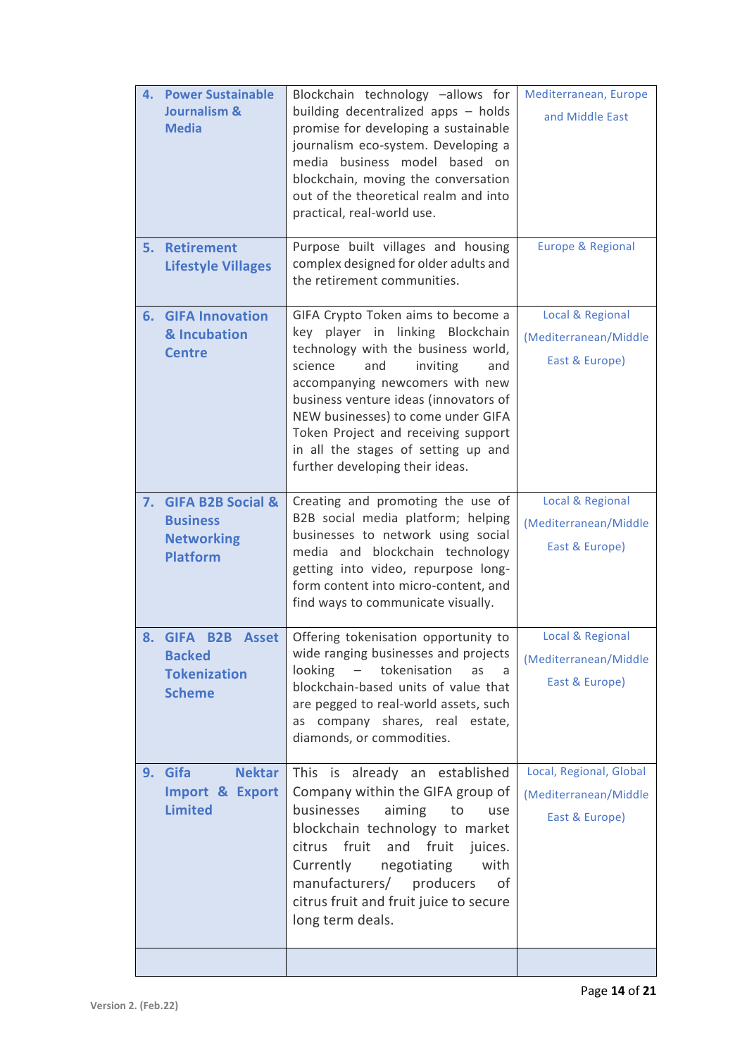| | | |
|---|---|---|
| **4. Power Sustainable Journalism & Media** | Blockchain technology –allows for building decentralized apps – holds promise for developing a sustainable journalism eco-system. Developing a media business model based on blockchain, moving the conversation out of the theoretical realm and into practical, real-world use. | Mediterranean, Europe and Middle East |
| **5. Retirement Lifestyle Villages** | Purpose built villages and housing complex designed for older adults and the retirement communities. | Europe & Regional |
| **6. GIFA Innovation & Incubation Centre** | GIFA Crypto Token aims to become a key player in linking Blockchain technology with the business world, science and inviting and accompanying newcomers with new business venture ideas (innovators of NEW businesses) to come under GIFA Token Project and receiving support in all the stages of setting up and further developing their ideas. | Local & Regional (Mediterranean/Middle East & Europe) |
| **7. GIFA B2B Social & Business Networking Platform** | Creating and promoting the use of B2B social media platform; helping businesses to network using social media and blockchain technology getting into video, repurpose long-form content into micro-content, and find ways to communicate visually. | Local & Regional (Mediterranean/Middle East & Europe) |
| **8. GIFA B2B Asset Backed Tokenization Scheme** | Offering tokenisation opportunity to wide ranging businesses and projects looking – tokenisation as a blockchain-based units of value that are pegged to real-world assets, such as company shares, real estate, diamonds, or commodities. | Local & Regional (Mediterranean/Middle East & Europe) |
| **9. Gifa Nektar Import & Export Limited** | This is already an established Company within the GIFA group of businesses aiming to use blockchain technology to market citrus fruit and fruit juices. Currently negotiating with manufacturers/ producers of citrus fruit and fruit juice to secure long term deals. | Local, Regional, Global (Mediterranean/Middle East & Europe) |
| | | |

Version 2. (Feb.22)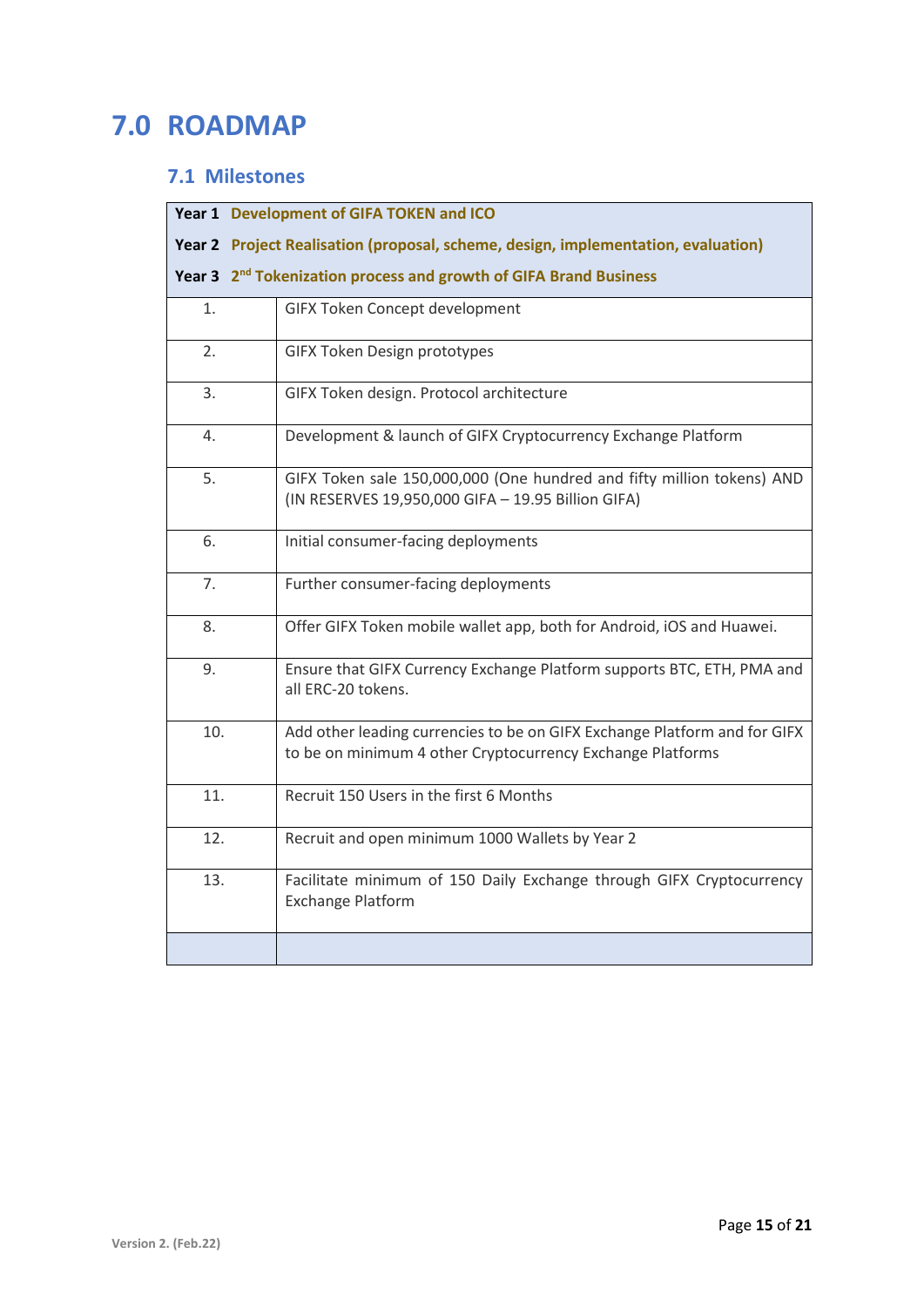# 7.0 ROADMAP

## 7.1 Milestones

| Year 1 Development of GIFA TOKEN and ICO<br>Year 2 Project Realisation (proposal, scheme, design, implementation, evaluation)<br>Year 3 2nd Tokenization process and growth of GIFA Brand Business | |
|---|---|
| 1. | GIFX Token Concept development |
| 2. | GIFX Token Design prototypes |
| 3. | GIFX Token design. Protocol architecture |
| 4. | Development & launch of GIFX Cryptocurrency Exchange Platform |
| 5. | GIFX Token sale 150,000,000 (One hundred and fifty million tokens) AND (IN RESERVES 19,950,000 GIFA – 19.95 Billion GIFA) |
| 6. | Initial consumer-facing deployments |
| 7. | Further consumer-facing deployments |
| 8. | Offer GIFX Token mobile wallet app, both for Android, iOS and Huawei. |
| 9. | Ensure that GIFX Currency Exchange Platform supports BTC, ETH, PMA and all ERC-20 tokens. |
| 10. | Add other leading currencies to be on GIFX Exchange Platform and for GIFX to be on minimum 4 other Cryptocurrency Exchange Platforms |
| 11. | Recruit 150 Users in the first 6 Months |
| 12. | Recruit and open minimum 1000 Wallets by Year 2 |
| 13. | Facilitate minimum of 150 Daily Exchange through GIFX Cryptocurrency Exchange Platform |
| | |

Version 2. (Feb.22)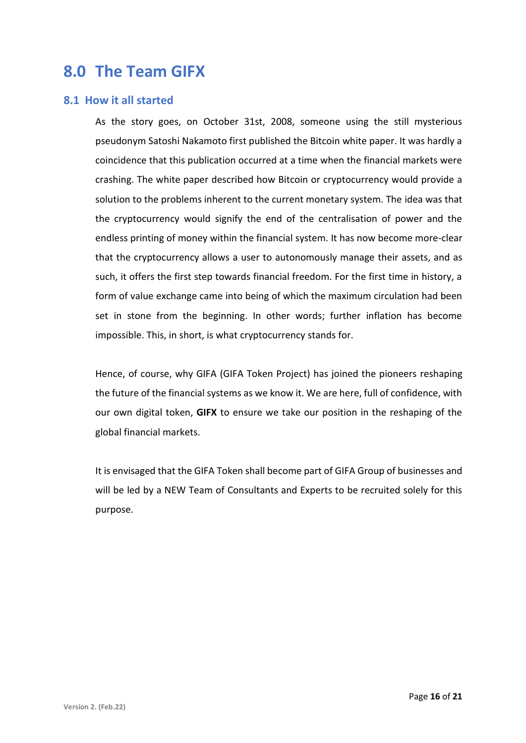# 8.0 The Team GIFX

## 8.1 How it all started

As the story goes, on October 31st, 2008, someone using the still mysterious pseudonym Satoshi Nakamoto first published the Bitcoin white paper. It was hardly a coincidence that this publication occurred at a time when the financial markets were crashing. The white paper described how Bitcoin or cryptocurrency would provide a solution to the problems inherent to the current monetary system. The idea was that the cryptocurrency would signify the end of the centralisation of power and the endless printing of money within the financial system. It has now become more-clear that the cryptocurrency allows a user to autonomously manage their assets, and as such, it offers the first step towards financial freedom. For the first time in history, a form of value exchange came into being of which the maximum circulation had been set in stone from the beginning. In other words; further inflation has become impossible. This, in short, is what cryptocurrency stands for.

Hence, of course, why GIFA (GIFA Token Project) has joined the pioneers reshaping the future of the financial systems as we know it. We are here, full of confidence, with our own digital token, **GIFX** to ensure we take our position in the reshaping of the global financial markets.

It is envisaged that the GIFA Token shall become part of GIFA Group of businesses and will be led by a NEW Team of Consultants and Experts to be recruited solely for this purpose.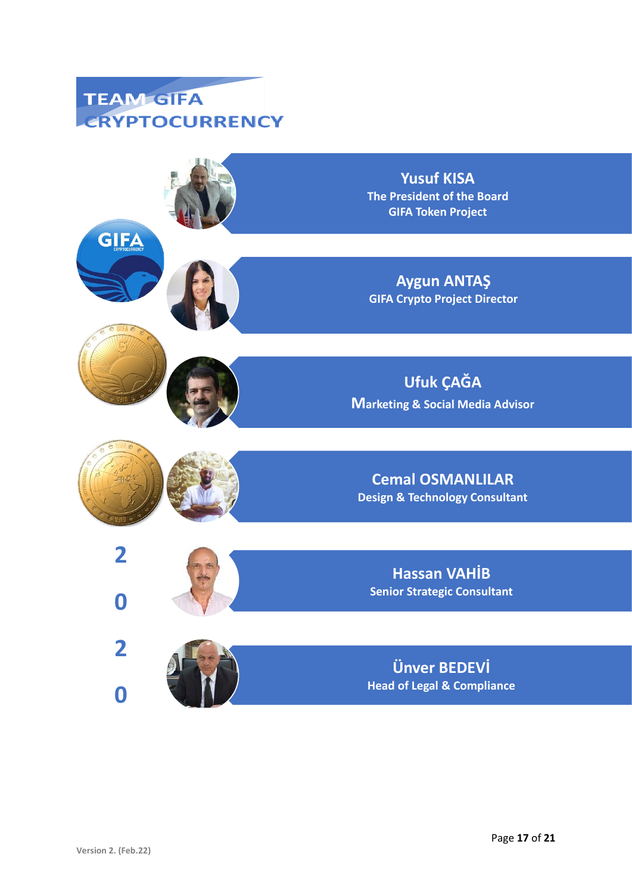# TEAM GIFA CRYPTOCURRENCY

**Yusuf KISA**
**The President of the Board**
**GIFA Token Project**

**Aygun ANTAŞ**
**GIFA Crypto Project Director**

**Ufuk ÇAĞA**
**Marketing & Social Media Advisor**

**Cemal OSMANLILAR**
**Design & Technology Consultant**

**Hassan VAHİB**
**Senior Strategic Consultant**

**Ünver BEDEVİ**
**Head of Legal & Compliance**

**2020**

Version 2. (Feb.22)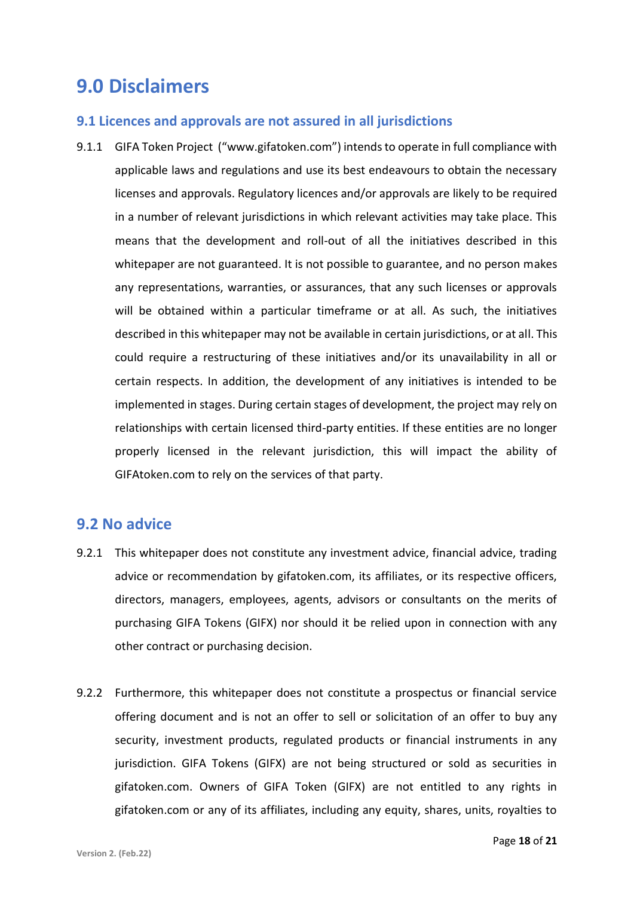# 9.0 Disclaimers

## 9.1 Licences and approvals are not assured in all jurisdictions

9.1.1 GIFA Token Project ("www.gifatoken.com") intends to operate in full compliance with applicable laws and regulations and use its best endeavours to obtain the necessary licenses and approvals. Regulatory licences and/or approvals are likely to be required in a number of relevant jurisdictions in which relevant activities may take place. This means that the development and roll-out of all the initiatives described in this whitepaper are not guaranteed. It is not possible to guarantee, and no person makes any representations, warranties, or assurances, that any such licenses or approvals will be obtained within a particular timeframe or at all. As such, the initiatives described in this whitepaper may not be available in certain jurisdictions, or at all. This could require a restructuring of these initiatives and/or its unavailability in all or certain respects. In addition, the development of any initiatives is intended to be implemented in stages. During certain stages of development, the project may rely on relationships with certain licensed third-party entities. If these entities are no longer properly licensed in the relevant jurisdiction, this will impact the ability of GIFAtoken.com to rely on the services of that party.

## 9.2 No advice

9.2.1 This whitepaper does not constitute any investment advice, financial advice, trading advice or recommendation by gifatoken.com, its affiliates, or its respective officers, directors, managers, employees, agents, advisors or consultants on the merits of purchasing GIFA Tokens (GIFX) nor should it be relied upon in connection with any other contract or purchasing decision.

9.2.2 Furthermore, this whitepaper does not constitute a prospectus or financial service offering document and is not an offer to sell or solicitation of an offer to buy any security, investment products, regulated products or financial instruments in any jurisdiction. GIFA Tokens (GIFX) are not being structured or sold as securities in gifatoken.com. Owners of GIFA Token (GIFX) are not entitled to any rights in gifatoken.com or any of its affiliates, including any equity, shares, units, royalties to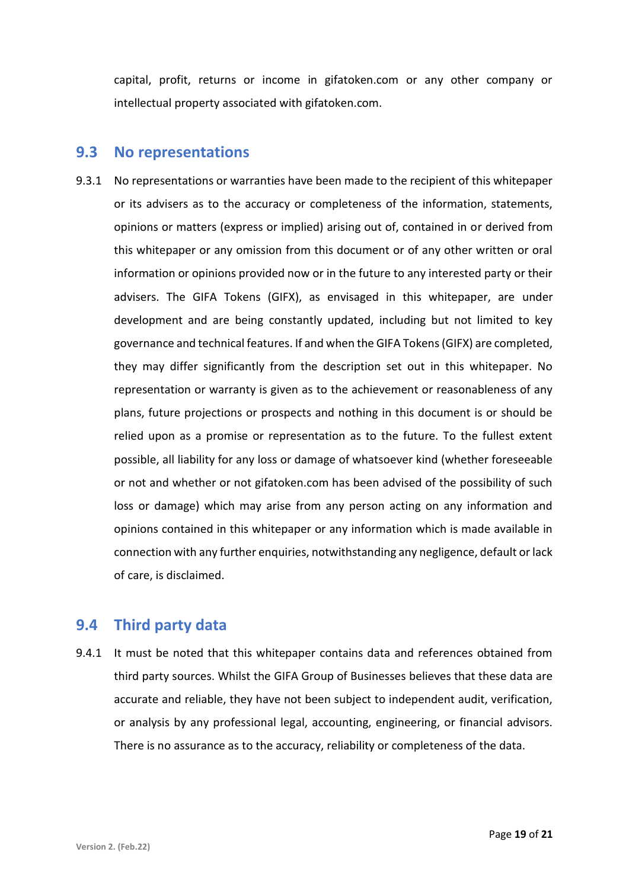capital, profit, returns or income in gifatoken.com or any other company or intellectual property associated with gifatoken.com.

## 9.3 No representations

9.3.1 No representations or warranties have been made to the recipient of this whitepaper or its advisers as to the accuracy or completeness of the information, statements, opinions or matters (express or implied) arising out of, contained in or derived from this whitepaper or any omission from this document or of any other written or oral information or opinions provided now or in the future to any interested party or their advisers. The GIFA Tokens (GIFX), as envisaged in this whitepaper, are under development and are being constantly updated, including but not limited to key governance and technical features. If and when the GIFA Tokens (GIFX) are completed, they may differ significantly from the description set out in this whitepaper. No representation or warranty is given as to the achievement or reasonableness of any plans, future projections or prospects and nothing in this document is or should be relied upon as a promise or representation as to the future. To the fullest extent possible, all liability for any loss or damage of whatsoever kind (whether foreseeable or not and whether or not gifatoken.com has been advised of the possibility of such loss or damage) which may arise from any person acting on any information and opinions contained in this whitepaper or any information which is made available in connection with any further enquiries, notwithstanding any negligence, default or lack of care, is disclaimed.

## 9.4 Third party data

9.4.1 It must be noted that this whitepaper contains data and references obtained from third party sources. Whilst the GIFA Group of Businesses believes that these data are accurate and reliable, they have not been subject to independent audit, verification, or analysis by any professional legal, accounting, engineering, or financial advisors. There is no assurance as to the accuracy, reliability or completeness of the data.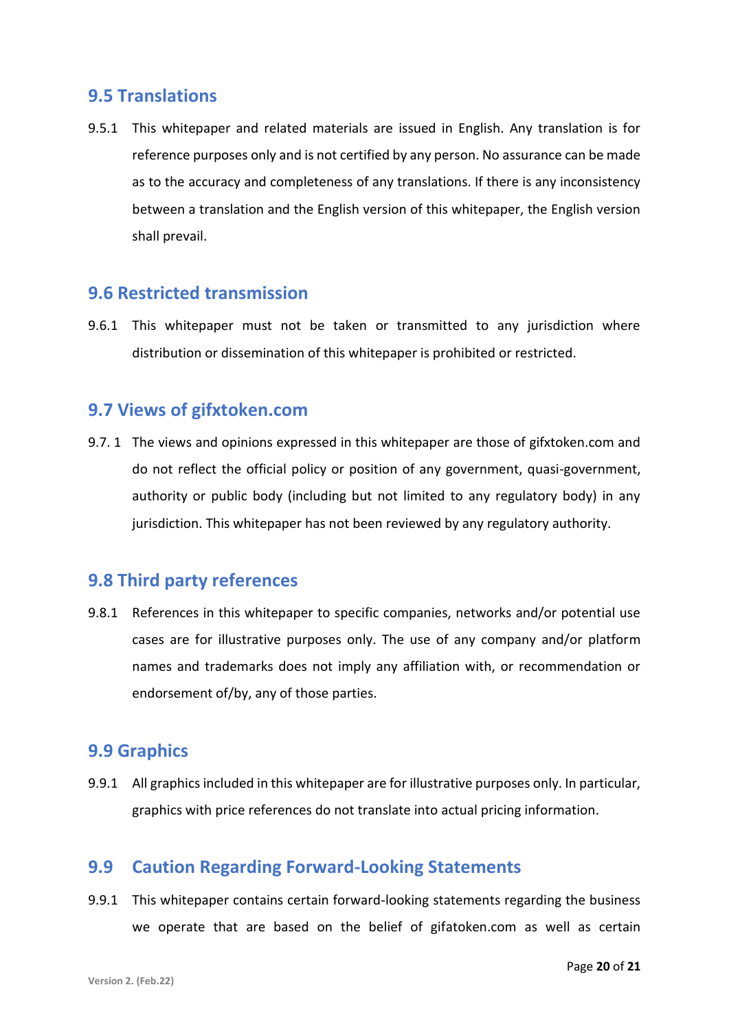## 9.5 Translations

9.5.1 This whitepaper and related materials are issued in English. Any translation is for reference purposes only and is not certified by any person. No assurance can be made as to the accuracy and completeness of any translations. If there is any inconsistency between a translation and the English version of this whitepaper, the English version shall prevail.

## 9.6 Restricted transmission

9.6.1 This whitepaper must not be taken or transmitted to any jurisdiction where distribution or dissemination of this whitepaper is prohibited or restricted.

## 9.7 Views of gifxtoken.com

9.7. 1 The views and opinions expressed in this whitepaper are those of gifxtoken.com and do not reflect the official policy or position of any government, quasi-government, authority or public body (including but not limited to any regulatory body) in any jurisdiction. This whitepaper has not been reviewed by any regulatory authority.

## 9.8 Third party references

9.8.1 References in this whitepaper to specific companies, networks and/or potential use cases are for illustrative purposes only. The use of any company and/or platform names and trademarks does not imply any affiliation with, or recommendation or endorsement of/by, any of those parties.

## 9.9 Graphics

9.9.1 All graphics included in this whitepaper are for illustrative purposes only. In particular, graphics with price references do not translate into actual pricing information.

## 9.9 Caution Regarding Forward-Looking Statements

9.9.1 This whitepaper contains certain forward-looking statements regarding the business we operate that are based on the belief of gifatoken.com as well as certain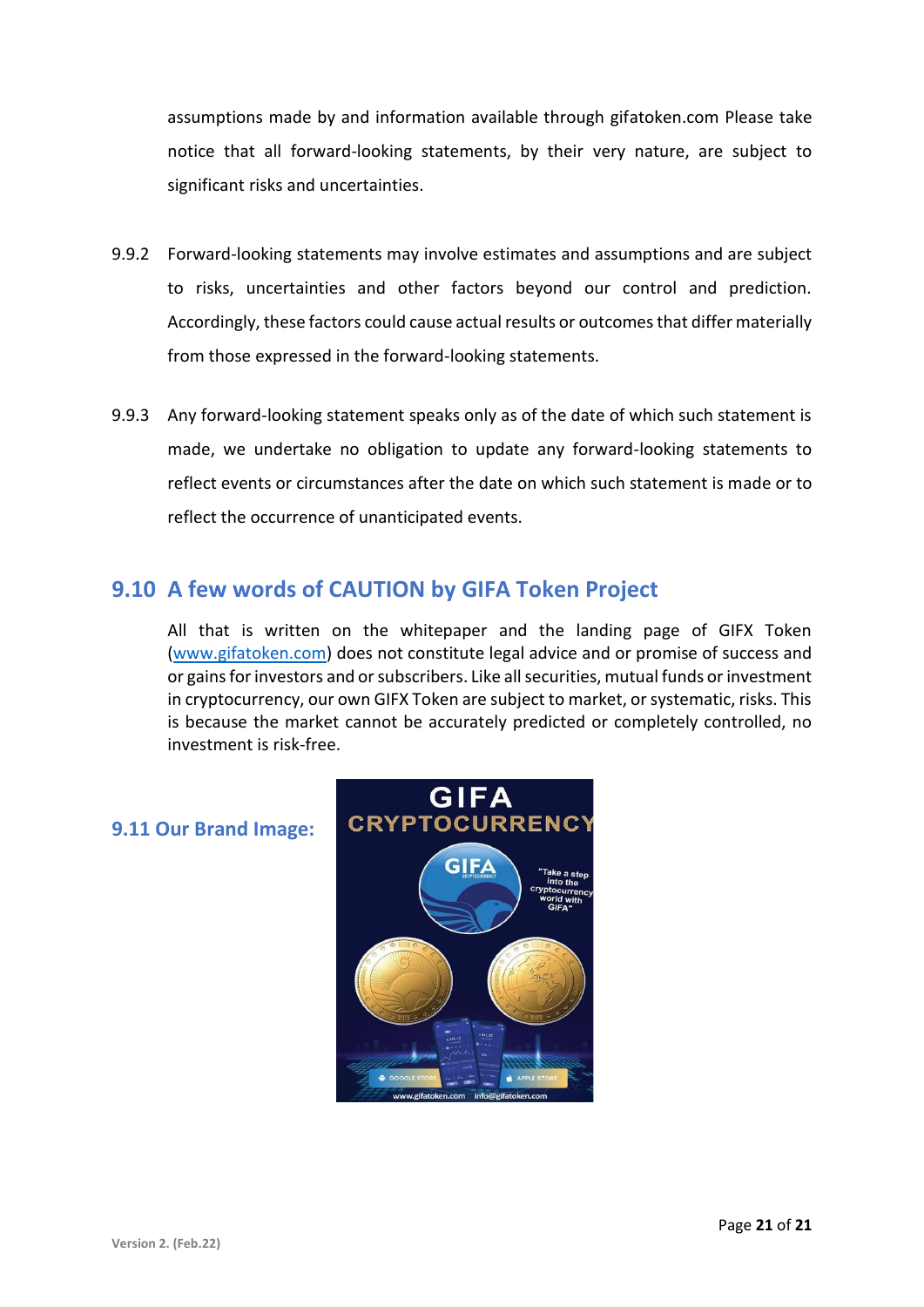assumptions made by and information available through gifatoken.com Please take notice that all forward-looking statements, by their very nature, are subject to significant risks and uncertainties.

9.9.2 Forward-looking statements may involve estimates and assumptions and are subject to risks, uncertainties and other factors beyond our control and prediction. Accordingly, these factors could cause actual results or outcomes that differ materially from those expressed in the forward-looking statements.

9.9.3 Any forward-looking statement speaks only as of the date of which such statement is made, we undertake no obligation to update any forward-looking statements to reflect events or circumstances after the date on which such statement is made or to reflect the occurrence of unanticipated events.

## 9.10 A few words of CAUTION by GIFA Token Project

All that is written on the whitepaper and the landing page of GIFX Token ([www.gifatoken.com](http://www.gifatoken.com)) does not constitute legal advice and or promise of success and or gains for investors and or subscribers. Like all securities, mutual funds or investment in cryptocurrency, our own GIFX Token are subject to market, or systematic, risks. This is because the market cannot be accurately predicted or completely controlled, no investment is risk-free.

## 9.11 Our Brand Image:

Version 2. (Feb.22)